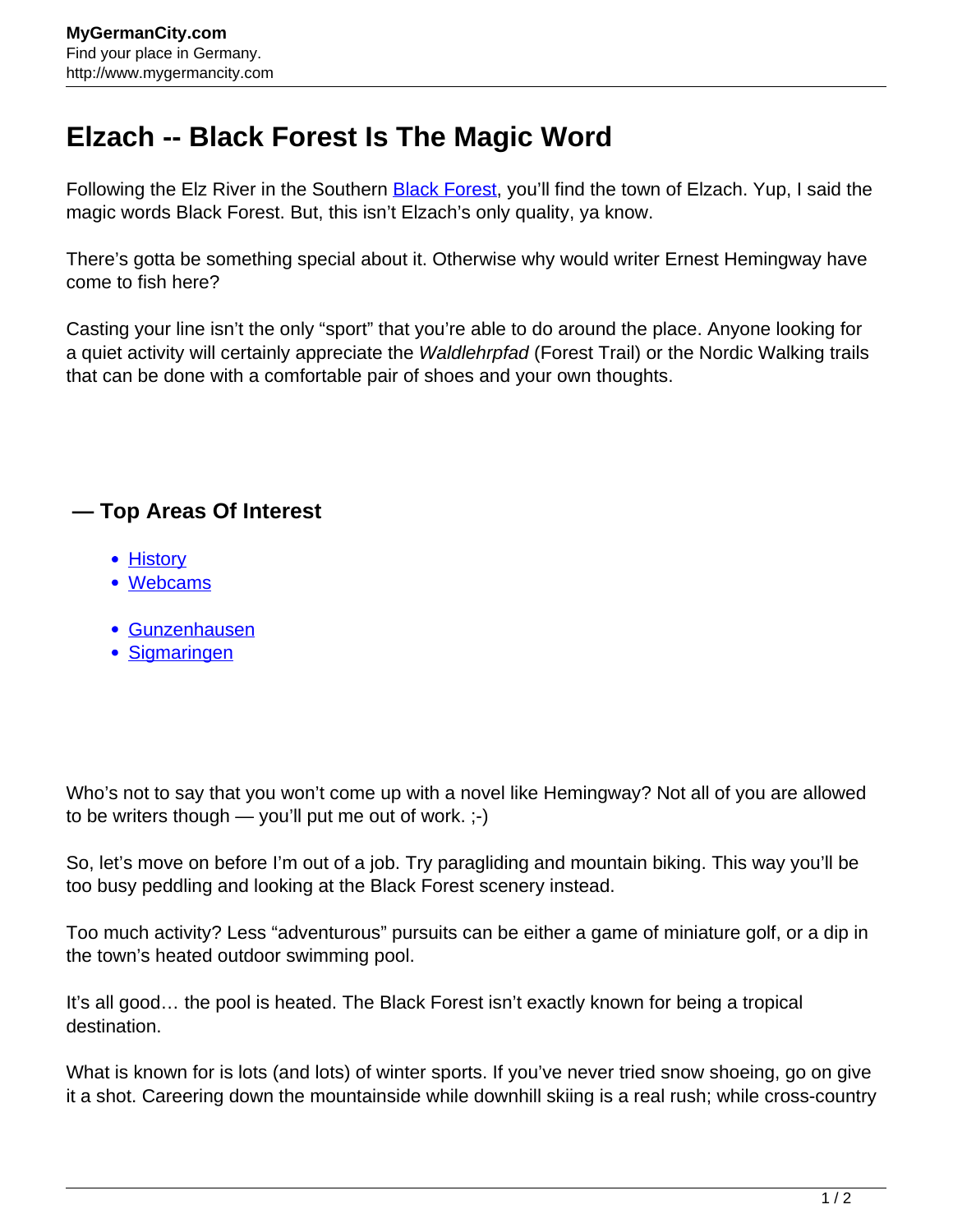# Elzach -- Black Forest Is The Magic Word

Following the Elz River in the Southern [Black Forest](), you'll find the town of Elzach. Yup, I said the magic words Black Forest. But, this isn't Elzach's only quality, ya know.

There's gotta be something special about it. Otherwise why would writer Ernest Hemingway have come to fish here?

Casting your line isn't the only "sport" that you're able to do around the place. Anyone looking for a quiet activity will certainly appreciate the *Waldlehrpfad* (Forest Trail) or the Nordic Walking trails that can be done with a comfortable pair of shoes and your own thoughts.

### — Top Areas Of Interest

- History
- Webcams

- Gunzenhausen
- Sigmaringen

Who's not to say that you won't come up with a novel like Hemingway? Not all of you are allowed to be writers though — you'll put me out of work. ;-)

So, let's move on before I'm out of a job. Try paragliding and mountain biking. This way you'll be too busy peddling and looking at the Black Forest scenery instead.

Too much activity? Less "adventurous" pursuits can be either a game of miniature golf, or a dip in the town's heated outdoor swimming pool.

It's all good… the pool is heated. The Black Forest isn't exactly known for being a tropical destination.

What is known for is lots (and lots) of winter sports. If you've never tried snow shoeing, go on give it a shot. Careering down the mountainside while downhill skiing is a real rush; while cross-country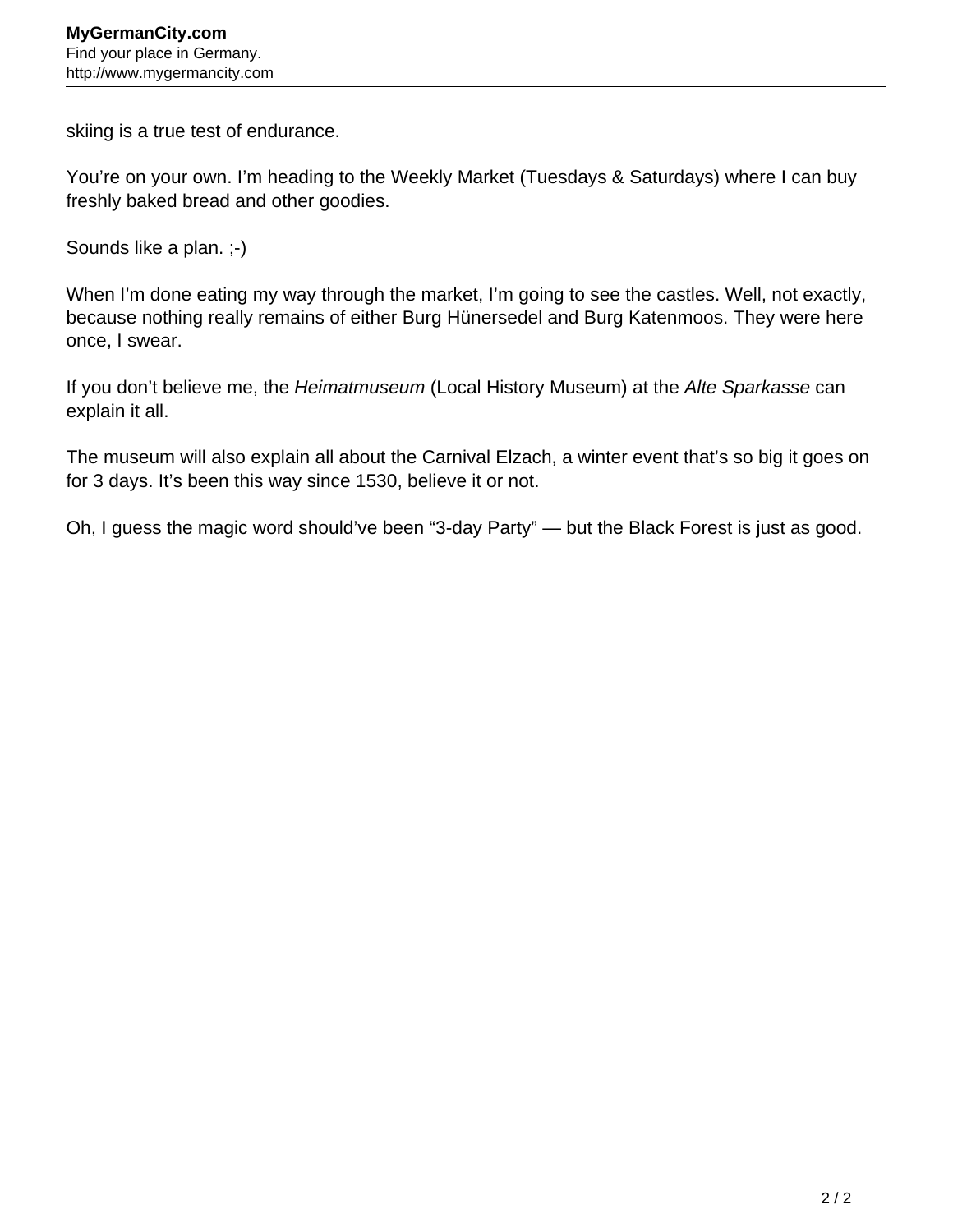skiing is a true test of endurance.

You’re on your own. I’m heading to the Weekly Market (Tuesdays & Saturdays) where I can buy freshly baked bread and other goodies.

Sounds like a plan. ;-)

When I’m done eating my way through the market, I’m going to see the castles. Well, not exactly, because nothing really remains of either Burg Hünersedel and Burg Katenmoos. They were here once, I swear.

If you don’t believe me, the *Heimatmuseum* (Local History Museum) at the *Alte Sparkasse* can explain it all.

The museum will also explain all about the Carnival Elzach, a winter event that’s so big it goes on for 3 days. It’s been this way since 1530, believe it or not.

Oh, I guess the magic word should’ve been “3-day Party” — but the Black Forest is just as good.